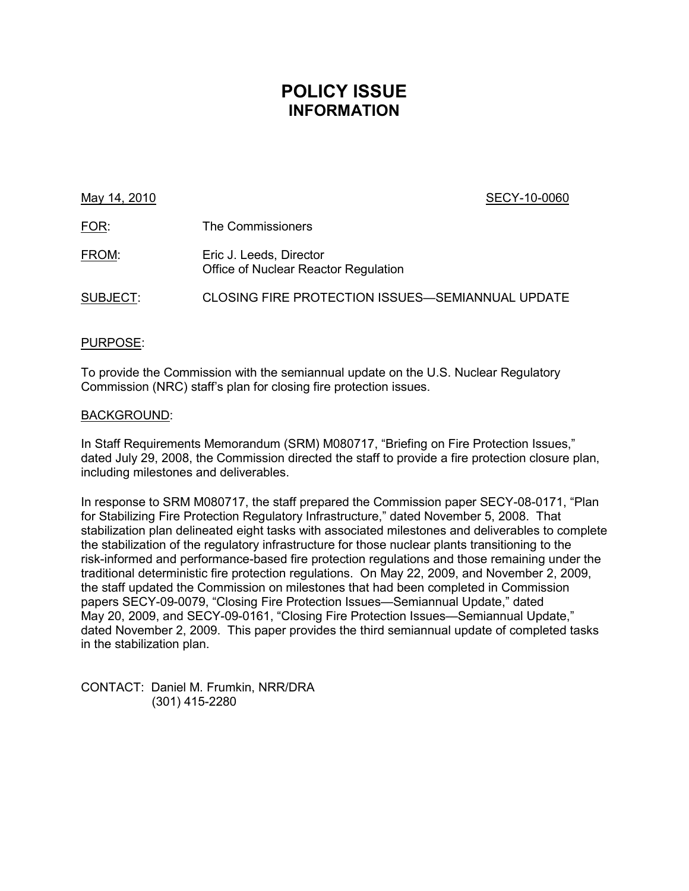# POLICY ISSUE
## INFORMATION

May 14, 2010 SECY-10-0060

FOR: The Commissioners

FROM: Eric J. Leeds, Director
Office of Nuclear Reactor Regulation

SUBJECT: CLOSING FIRE PROTECTION ISSUES—SEMIANNUAL UPDATE

PURPOSE:

To provide the Commission with the semiannual update on the U.S. Nuclear Regulatory Commission (NRC) staff's plan for closing fire protection issues.

BACKGROUND:

In Staff Requirements Memorandum (SRM) M080717, "Briefing on Fire Protection Issues," dated July 29, 2008, the Commission directed the staff to provide a fire protection closure plan, including milestones and deliverables.

In response to SRM M080717, the staff prepared the Commission paper SECY-08-0171, "Plan for Stabilizing Fire Protection Regulatory Infrastructure," dated November 5, 2008. That stabilization plan delineated eight tasks with associated milestones and deliverables to complete the stabilization of the regulatory infrastructure for those nuclear plants transitioning to the risk-informed and performance-based fire protection regulations and those remaining under the traditional deterministic fire protection regulations. On May 22, 2009, and November 2, 2009, the staff updated the Commission on milestones that had been completed in Commission papers SECY-09-0079, "Closing Fire Protection Issues—Semiannual Update," dated May 20, 2009, and SECY-09-0161, "Closing Fire Protection Issues—Semiannual Update," dated November 2, 2009. This paper provides the third semiannual update of completed tasks in the stabilization plan.

CONTACT: Daniel M. Frumkin, NRR/DRA
(301) 415-2280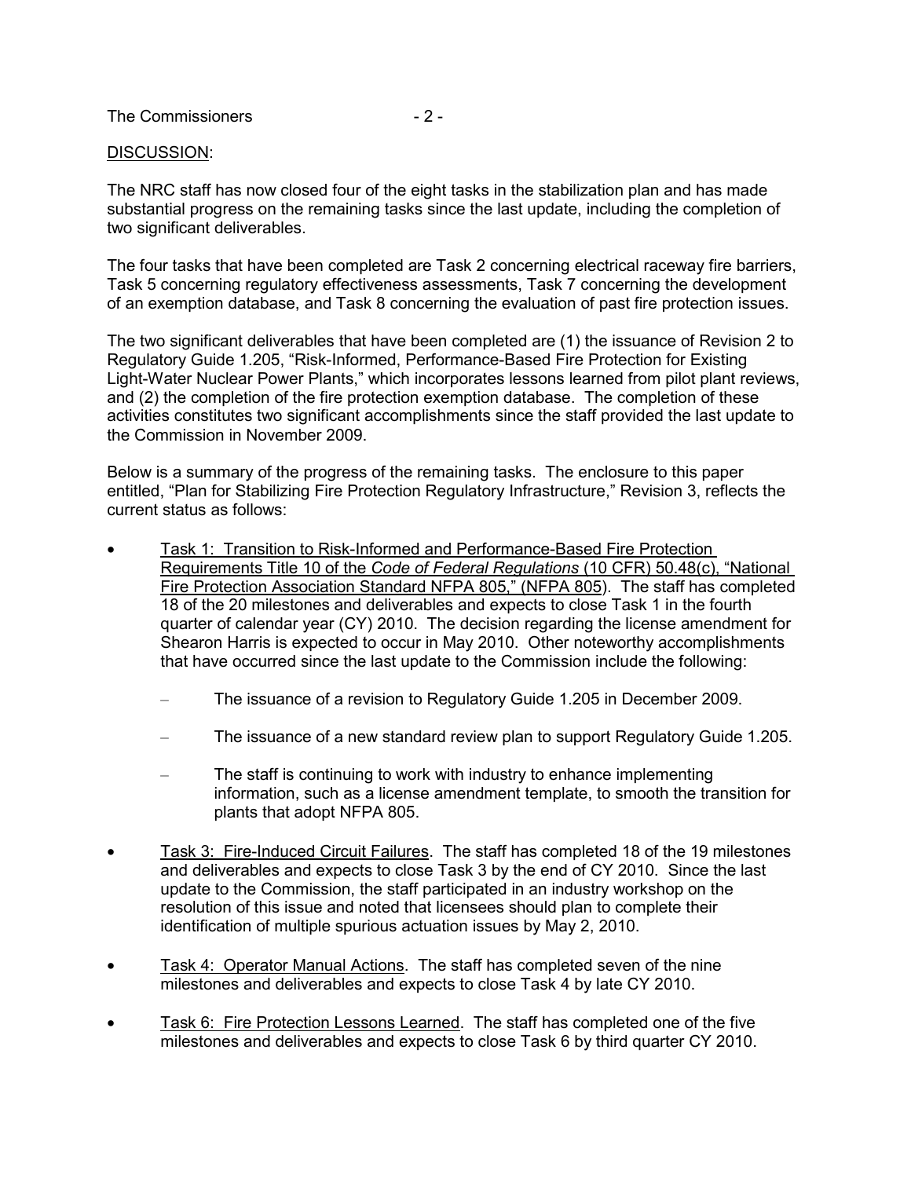DISCUSSION:

The NRC staff has now closed four of the eight tasks in the stabilization plan and has made substantial progress on the remaining tasks since the last update, including the completion of two significant deliverables.

The four tasks that have been completed are Task 2 concerning electrical raceway fire barriers, Task 5 concerning regulatory effectiveness assessments, Task 7 concerning the development of an exemption database, and Task 8 concerning the evaluation of past fire protection issues.

The two significant deliverables that have been completed are (1) the issuance of Revision 2 to Regulatory Guide 1.205, "Risk-Informed, Performance-Based Fire Protection for Existing Light-Water Nuclear Power Plants," which incorporates lessons learned from pilot plant reviews, and (2) the completion of the fire protection exemption database. The completion of these activities constitutes two significant accomplishments since the staff provided the last update to the Commission in November 2009.

Below is a summary of the progress of the remaining tasks. The enclosure to this paper entitled, "Plan for Stabilizing Fire Protection Regulatory Infrastructure," Revision 3, reflects the current status as follows:

- Task 1: Transition to Risk-Informed and Performance-Based Fire Protection Requirements Title 10 of the *Code of Federal Regulations* (10 CFR) 50.48(c), "National Fire Protection Association Standard NFPA 805," (NFPA 805). The staff has completed 18 of the 20 milestones and deliverables and expects to close Task 1 in the fourth quarter of calendar year (CY) 2010. The decision regarding the license amendment for Shearon Harris is expected to occur in May 2010. Other noteworthy accomplishments that have occurred since the last update to the Commission include the following:
  - The issuance of a revision to Regulatory Guide 1.205 in December 2009.
  - The issuance of a new standard review plan to support Regulatory Guide 1.205.
  - The staff is continuing to work with industry to enhance implementing information, such as a license amendment template, to smooth the transition for plants that adopt NFPA 805.
- Task 3: Fire-Induced Circuit Failures. The staff has completed 18 of the 19 milestones and deliverables and expects to close Task 3 by the end of CY 2010. Since the last update to the Commission, the staff participated in an industry workshop on the resolution of this issue and noted that licensees should plan to complete their identification of multiple spurious actuation issues by May 2, 2010.
- Task 4: Operator Manual Actions. The staff has completed seven of the nine milestones and deliverables and expects to close Task 4 by late CY 2010.
- Task 6: Fire Protection Lessons Learned. The staff has completed one of the five milestones and deliverables and expects to close Task 6 by third quarter CY 2010.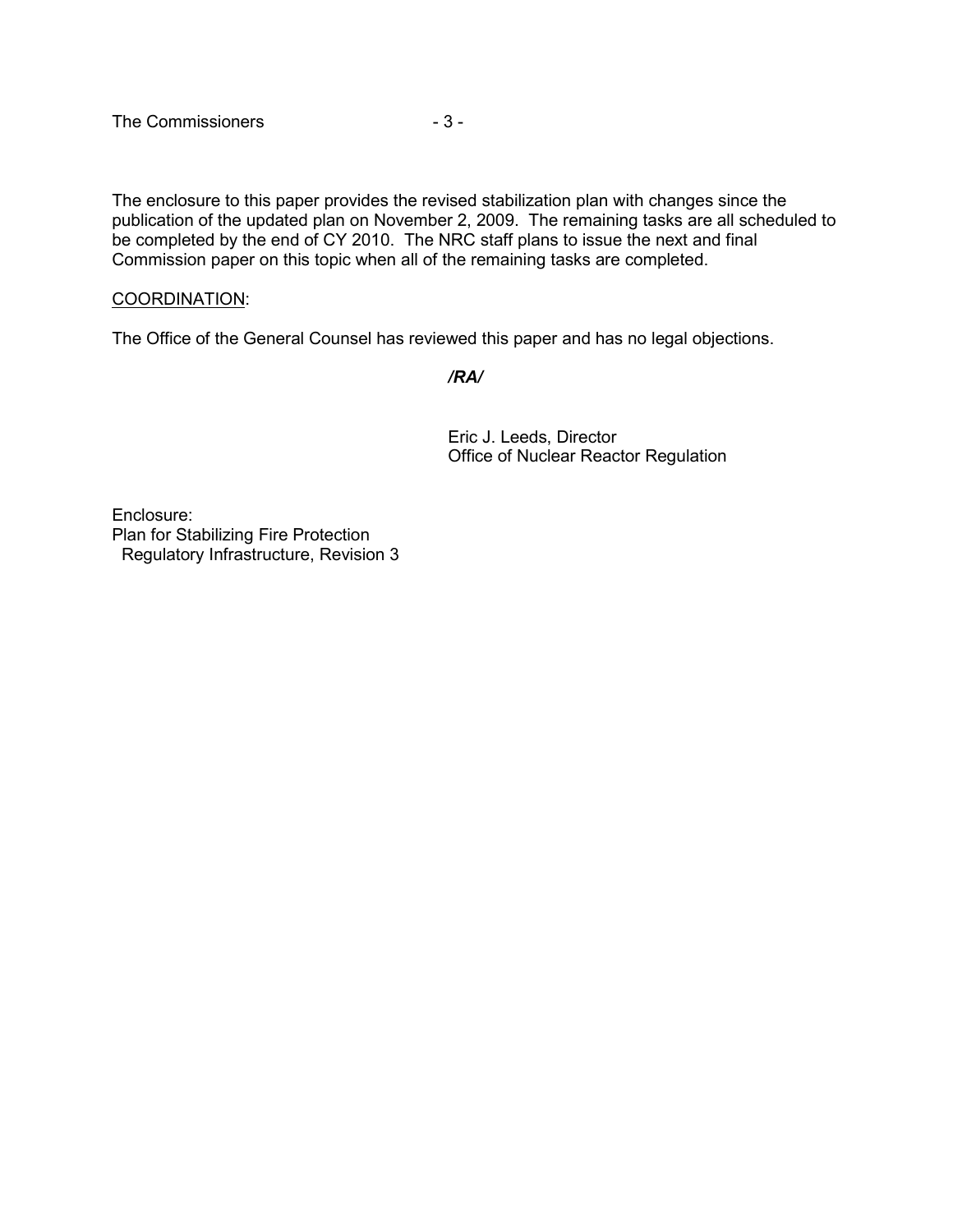The enclosure to this paper provides the revised stabilization plan with changes since the publication of the updated plan on November 2, 2009. The remaining tasks are all scheduled to be completed by the end of CY 2010. The NRC staff plans to issue the next and final Commission paper on this topic when all of the remaining tasks are completed.

<u>COORDINATION</u>:

The Office of the General Counsel has reviewed this paper and has no legal objections.

***/RA/***

Eric J. Leeds, Director
Office of Nuclear Reactor Regulation

Enclosure:
Plan for Stabilizing Fire Protection
Regulatory Infrastructure, Revision 3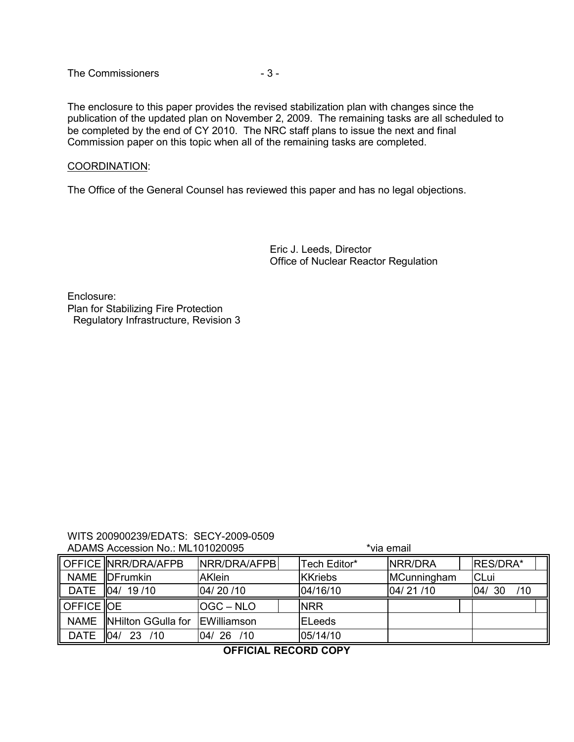The enclosure to this paper provides the revised stabilization plan with changes since the publication of the updated plan on November 2, 2009. The remaining tasks are all scheduled to be completed by the end of CY 2010. The NRC staff plans to issue the next and final Commission paper on this topic when all of the remaining tasks are completed.

COORDINATION:

The Office of the General Counsel has reviewed this paper and has no legal objections.

Eric J. Leeds, Director
Office of Nuclear Reactor Regulation

Enclosure:
Plan for Stabilizing Fire Protection
Regulatory Infrastructure, Revision 3

WITS 200900239/EDATS: SECY-2009-0509
ADAMS Accession No.: ML101020095 *via email

| OFFICE | NRR/DRA/AFPB | NRR/DRA/AFPB | Tech Editor* | NRR/DRA | RES/DRA* |
|---|---|---|---|---|---|
| NAME | DFrumkin | AKlein | KKriebs | MCunningham | CLui |
| DATE | 04/ 19 /10 | 04/ 20 /10 | 04/16/10 | 04/ 21 /10 | 04/ 30 /10 |
| OFFICE | OE | OGC – NLO | NRR | | |
| NAME | NHilton GGulla for | EWilliamson | ELeeds | | |
| DATE | 04/ 23 /10 | 04/ 26 /10 | 05/14/10 | | |

**OFFICIAL RECORD COPY**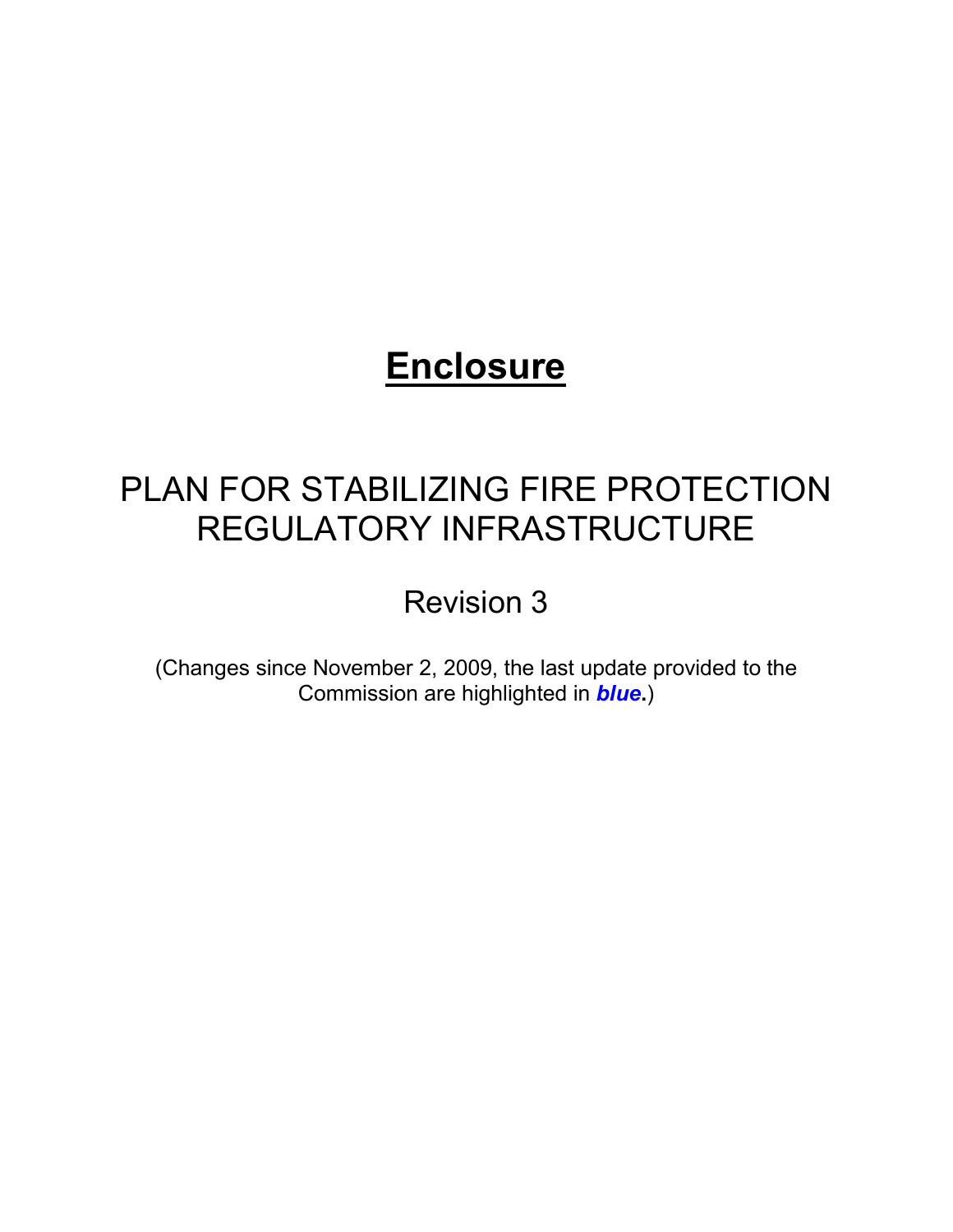# **Enclosure**

## PLAN FOR STABILIZING FIRE PROTECTION REGULATORY INFRASTRUCTURE

Revision 3

(Changes since November 2, 2009, the last update provided to the Commission are highlighted in ***blue***.)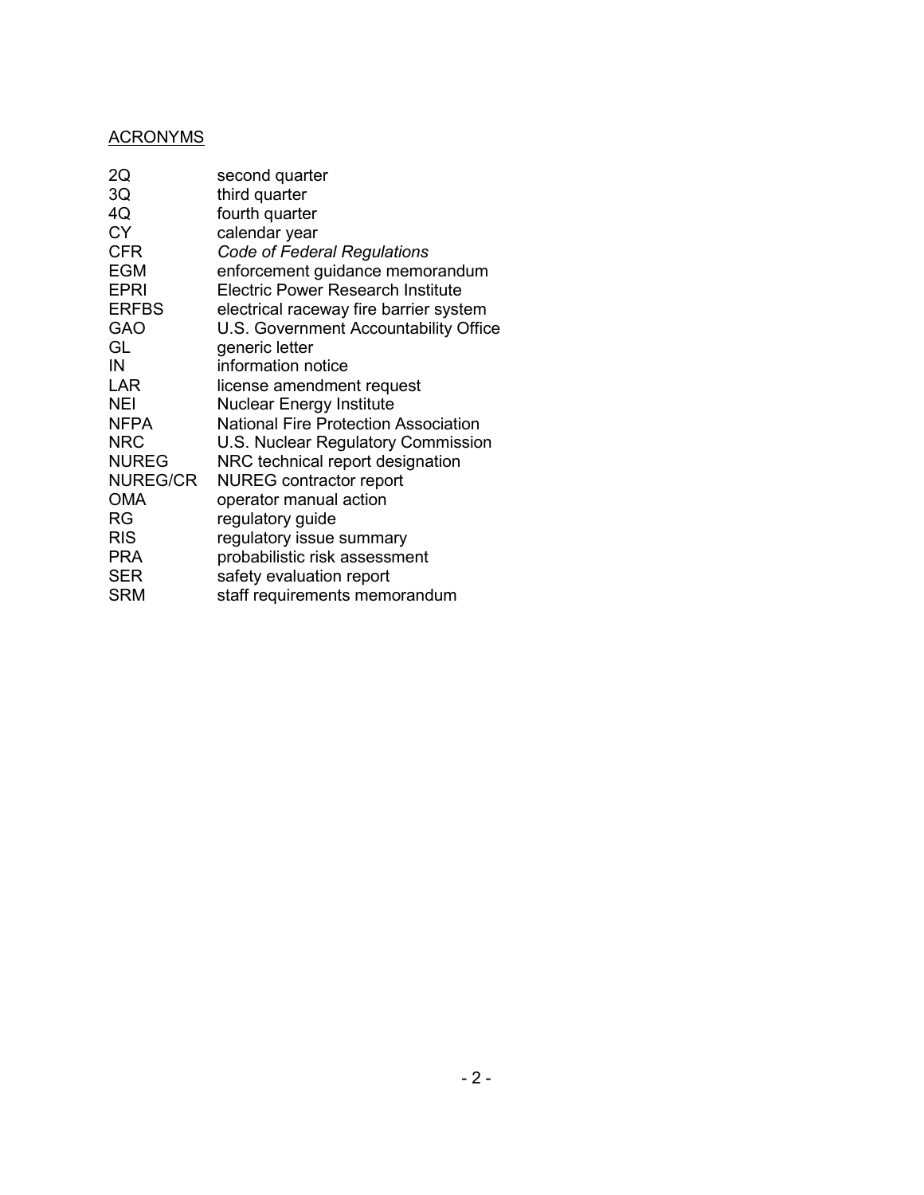<u>ACRONYMS</u>

| | |
|---|---|
| 2Q | second quarter |
| 3Q | third quarter |
| 4Q | fourth quarter |
| CY | calendar year |
| CFR | *Code of Federal Regulations* |
| EGM | enforcement guidance memorandum |
| EPRI | Electric Power Research Institute |
| ERFBS | electrical raceway fire barrier system |
| GAO | U.S. Government Accountability Office |
| GL | generic letter |
| IN | information notice |
| LAR | license amendment request |
| NEI | Nuclear Energy Institute |
| NFPA | National Fire Protection Association |
| NRC | U.S. Nuclear Regulatory Commission |
| NUREG | NRC technical report designation |
| NUREG/CR | NUREG contractor report |
| OMA | operator manual action |
| RG | regulatory guide |
| RIS | regulatory issue summary |
| PRA | probabilistic risk assessment |
| SER | safety evaluation report |
| SRM | staff requirements memorandum |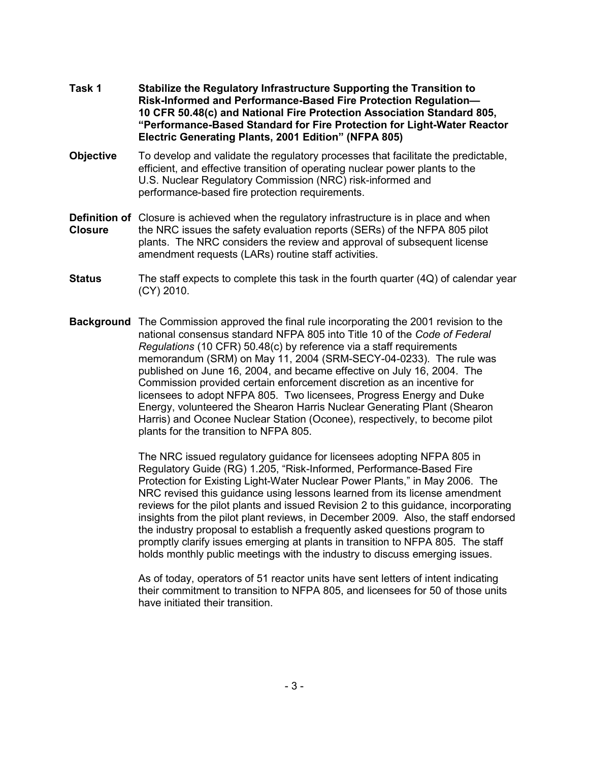**Task 1** **Stabilize the Regulatory Infrastructure Supporting the Transition to Risk-Informed and Performance-Based Fire Protection Regulation— 10 CFR 50.48(c) and National Fire Protection Association Standard 805, "Performance-Based Standard for Fire Protection for Light-Water Reactor Electric Generating Plants, 2001 Edition" (NFPA 805)**

**Objective** To develop and validate the regulatory processes that facilitate the predictable, efficient, and effective transition of operating nuclear power plants to the U.S. Nuclear Regulatory Commission (NRC) risk-informed and performance-based fire protection requirements.

**Definition of Closure** Closure is achieved when the regulatory infrastructure is in place and when the NRC issues the safety evaluation reports (SERs) of the NFPA 805 pilot plants. The NRC considers the review and approval of subsequent license amendment requests (LARs) routine staff activities.

**Status** The staff expects to complete this task in the fourth quarter (4Q) of calendar year (CY) 2010.

**Background** The Commission approved the final rule incorporating the 2001 revision to the national consensus standard NFPA 805 into Title 10 of the *Code of Federal Regulations* (10 CFR) 50.48(c) by reference via a staff requirements memorandum (SRM) on May 11, 2004 (SRM-SECY-04-0233). The rule was published on June 16, 2004, and became effective on July 16, 2004. The Commission provided certain enforcement discretion as an incentive for licensees to adopt NFPA 805. Two licensees, Progress Energy and Duke Energy, volunteered the Shearon Harris Nuclear Generating Plant (Shearon Harris) and Oconee Nuclear Station (Oconee), respectively, to become pilot plants for the transition to NFPA 805.

The NRC issued regulatory guidance for licensees adopting NFPA 805 in Regulatory Guide (RG) 1.205, "Risk-Informed, Performance-Based Fire Protection for Existing Light-Water Nuclear Power Plants," in May 2006. The NRC revised this guidance using lessons learned from its license amendment reviews for the pilot plants and issued Revision 2 to this guidance, incorporating insights from the pilot plant reviews, in December 2009. Also, the staff endorsed the industry proposal to establish a frequently asked questions program to promptly clarify issues emerging at plants in transition to NFPA 805. The staff holds monthly public meetings with the industry to discuss emerging issues.

As of today, operators of 51 reactor units have sent letters of intent indicating their commitment to transition to NFPA 805, and licensees for 50 of those units have initiated their transition.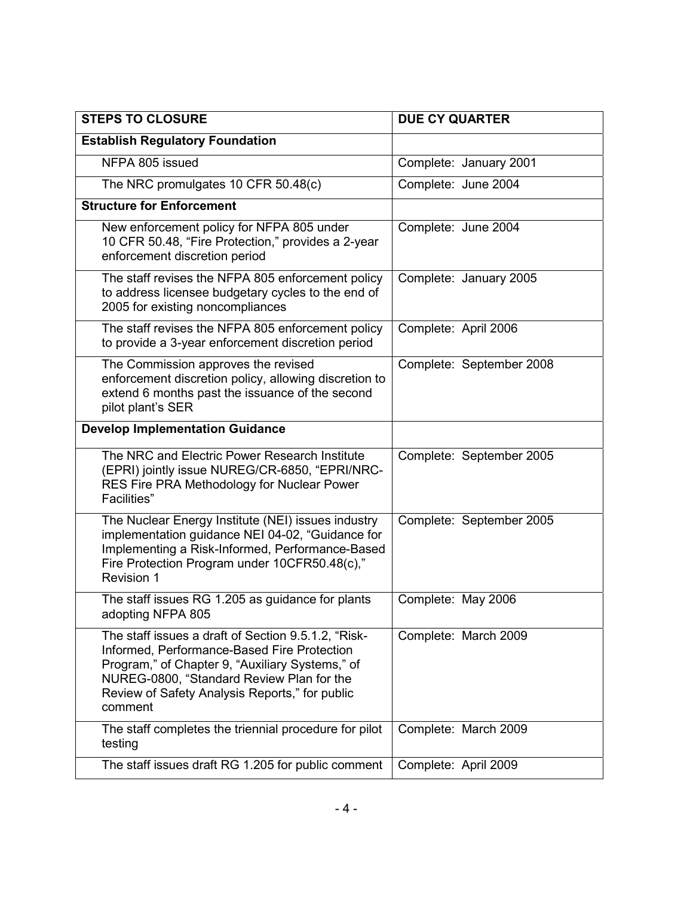| STEPS TO CLOSURE | DUE CY QUARTER |
|---|---|
| **Establish Regulatory Foundation** | |
| NFPA 805 issued | Complete: January 2001 |
| The NRC promulgates 10 CFR 50.48(c) | Complete: June 2004 |
| **Structure for Enforcement** | |
| New enforcement policy for NFPA 805 under 10 CFR 50.48, "Fire Protection," provides a 2-year enforcement discretion period | Complete: June 2004 |
| The staff revises the NFPA 805 enforcement policy to address licensee budgetary cycles to the end of 2005 for existing noncompliances | Complete: January 2005 |
| The staff revises the NFPA 805 enforcement policy to provide a 3-year enforcement discretion period | Complete: April 2006 |
| The Commission approves the revised enforcement discretion policy, allowing discretion to extend 6 months past the issuance of the second pilot plant's SER | Complete: September 2008 |
| **Develop Implementation Guidance** | |
| The NRC and Electric Power Research Institute (EPRI) jointly issue NUREG/CR-6850, "EPRI/NRC-RES Fire PRA Methodology for Nuclear Power Facilities" | Complete: September 2005 |
| The Nuclear Energy Institute (NEI) issues industry implementation guidance NEI 04-02, "Guidance for Implementing a Risk-Informed, Performance-Based Fire Protection Program under 10CFR50.48(c)," Revision 1 | Complete: September 2005 |
| The staff issues RG 1.205 as guidance for plants adopting NFPA 805 | Complete: May 2006 |
| The staff issues a draft of Section 9.5.1.2, "Risk-Informed, Performance-Based Fire Protection Program," of Chapter 9, "Auxiliary Systems," of NUREG-0800, "Standard Review Plan for the Review of Safety Analysis Reports," for public comment | Complete: March 2009 |
| The staff completes the triennial procedure for pilot testing | Complete: March 2009 |
| The staff issues draft RG 1.205 for public comment | Complete: April 2009 |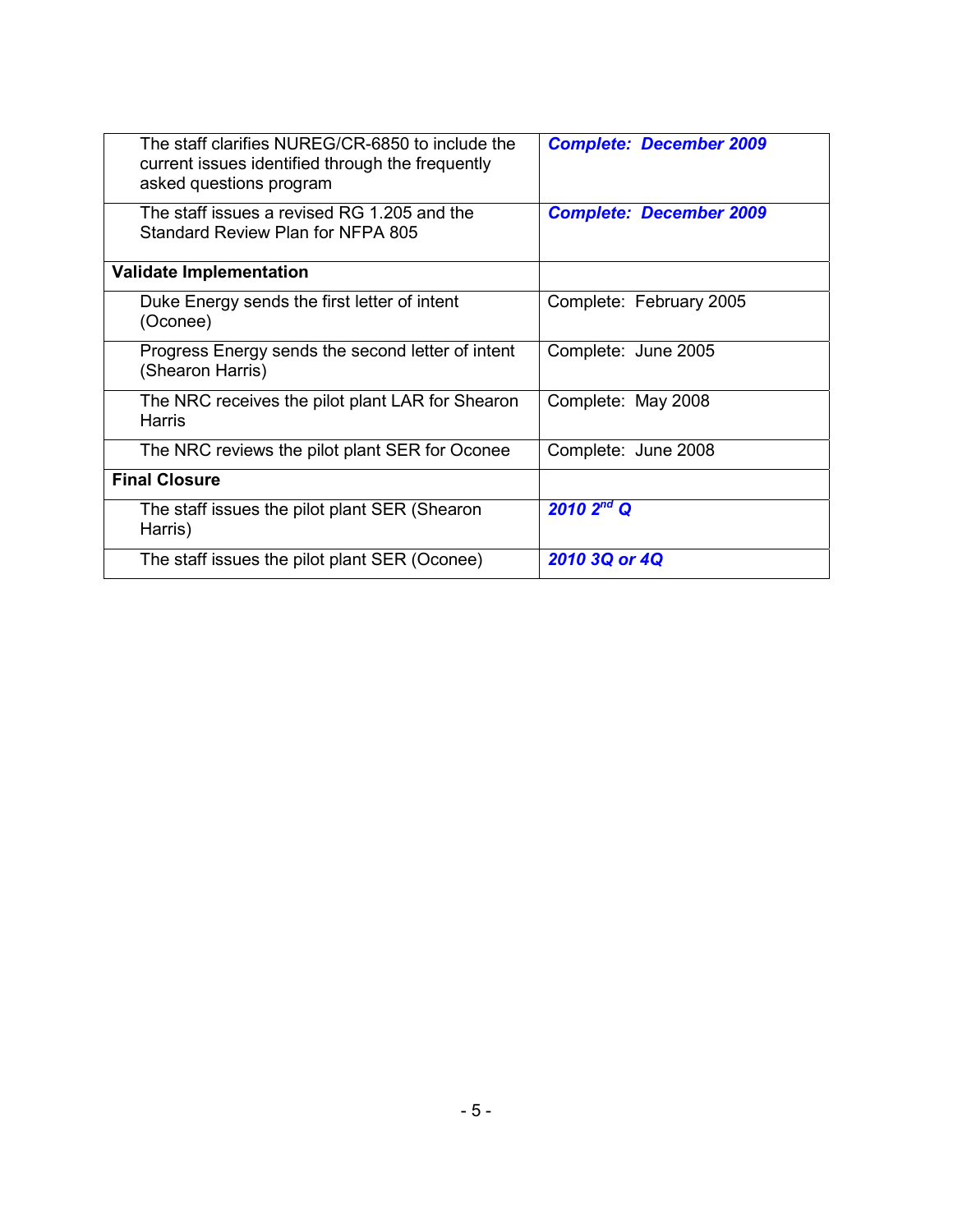| | |
|---|---|
| The staff clarifies NUREG/CR-6850 to include the current issues identified through the frequently asked questions program | ***Complete: December 2009*** |
| The staff issues a revised RG 1.205 and the Standard Review Plan for NFPA 805 | ***Complete: December 2009*** |
| **Validate Implementation** | |
| Duke Energy sends the first letter of intent (Oconee) | Complete: February 2005 |
| Progress Energy sends the second letter of intent (Shearon Harris) | Complete: June 2005 |
| The NRC receives the pilot plant LAR for Shearon Harris | Complete: May 2008 |
| The NRC reviews the pilot plant SER for Oconee | Complete: June 2008 |
| **Final Closure** | |
| The staff issues the pilot plant SER (Shearon Harris) | ***2010 2nd Q*** |
| The staff issues the pilot plant SER (Oconee) | ***2010 3Q or 4Q*** |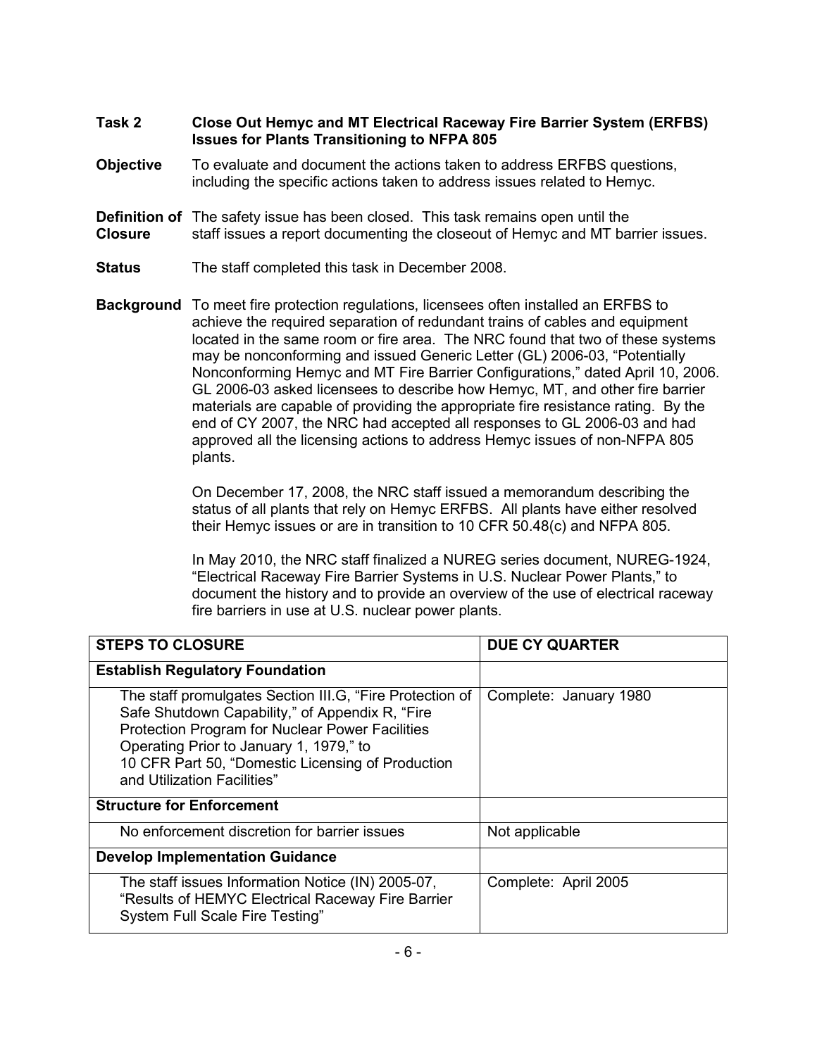**Task 2** **Close Out Hemyc and MT Electrical Raceway Fire Barrier System (ERFBS) Issues for Plants Transitioning to NFPA 805**

**Objective** To evaluate and document the actions taken to address ERFBS questions, including the specific actions taken to address issues related to Hemyc.

**Definition of Closure** The safety issue has been closed. This task remains open until the staff issues a report documenting the closeout of Hemyc and MT barrier issues.

**Status** The staff completed this task in December 2008.

**Background** To meet fire protection regulations, licensees often installed an ERFBS to achieve the required separation of redundant trains of cables and equipment located in the same room or fire area. The NRC found that two of these systems may be nonconforming and issued Generic Letter (GL) 2006-03, "Potentially Nonconforming Hemyc and MT Fire Barrier Configurations," dated April 10, 2006. GL 2006-03 asked licensees to describe how Hemyc, MT, and other fire barrier materials are capable of providing the appropriate fire resistance rating. By the end of CY 2007, the NRC had accepted all responses to GL 2006-03 and had approved all the licensing actions to address Hemyc issues of non-NFPA 805 plants.

On December 17, 2008, the NRC staff issued a memorandum describing the status of all plants that rely on Hemyc ERFBS. All plants have either resolved their Hemyc issues or are in transition to 10 CFR 50.48(c) and NFPA 805.

In May 2010, the NRC staff finalized a NUREG series document, NUREG-1924, "Electrical Raceway Fire Barrier Systems in U.S. Nuclear Power Plants," to document the history and to provide an overview of the use of electrical raceway fire barriers in use at U.S. nuclear power plants.

| STEPS TO CLOSURE | DUE CY QUARTER |
|---|---|
| **Establish Regulatory Foundation** | |
| The staff promulgates Section III.G, "Fire Protection of Safe Shutdown Capability," of Appendix R, "Fire Protection Program for Nuclear Power Facilities Operating Prior to January 1, 1979," to 10 CFR Part 50, "Domestic Licensing of Production and Utilization Facilities" | Complete: January 1980 |
| **Structure for Enforcement** | |
| No enforcement discretion for barrier issues | Not applicable |
| **Develop Implementation Guidance** | |
| The staff issues Information Notice (IN) 2005-07, "Results of HEMYC Electrical Raceway Fire Barrier System Full Scale Fire Testing" | Complete: April 2005 |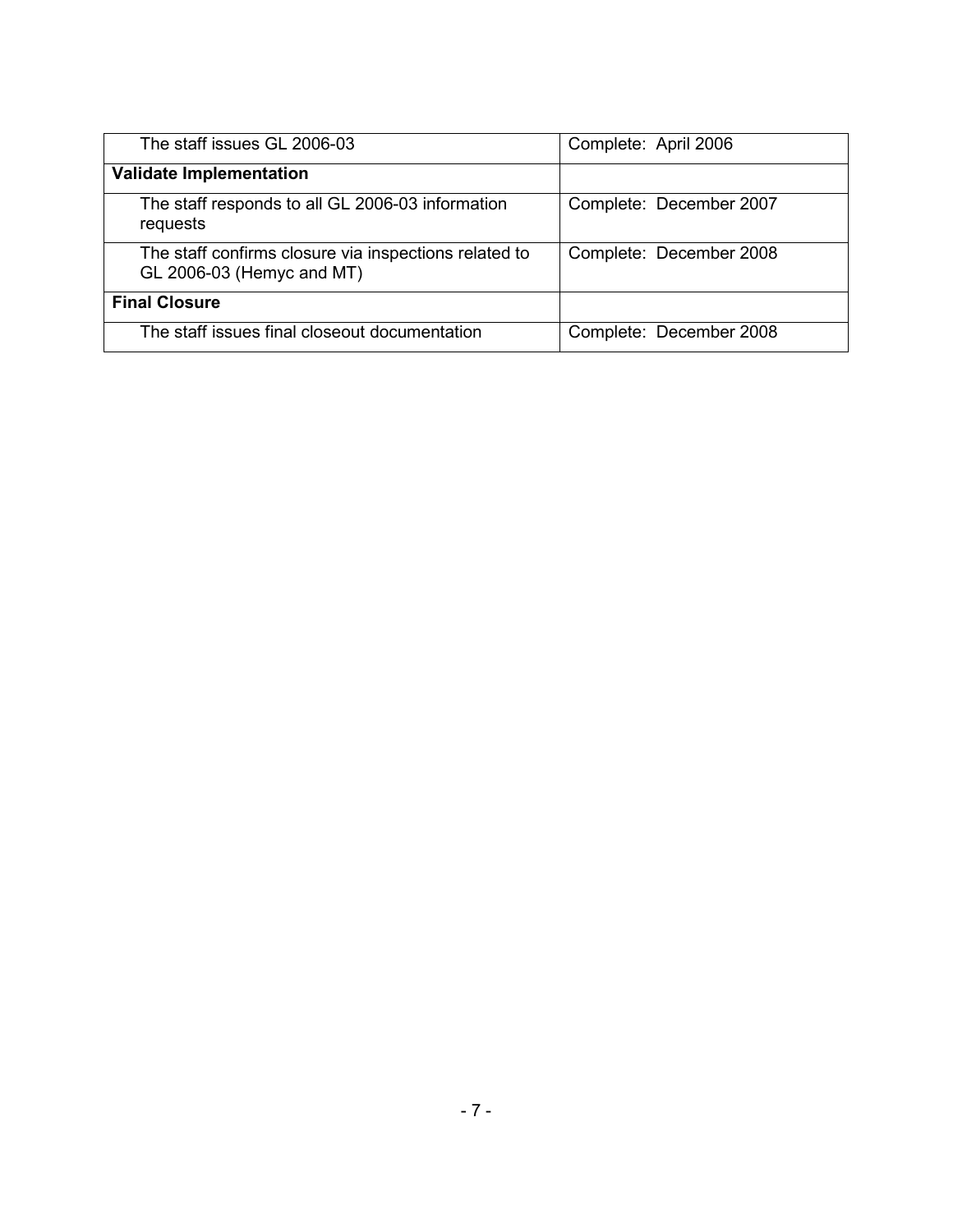| | |
|---|---|
| The staff issues GL 2006-03 | Complete: April 2006 |
| **Validate Implementation** | |
| The staff responds to all GL 2006-03 information requests | Complete: December 2007 |
| The staff confirms closure via inspections related to GL 2006-03 (Hemyc and MT) | Complete: December 2008 |
| **Final Closure** | |
| The staff issues final closeout documentation | Complete: December 2008 |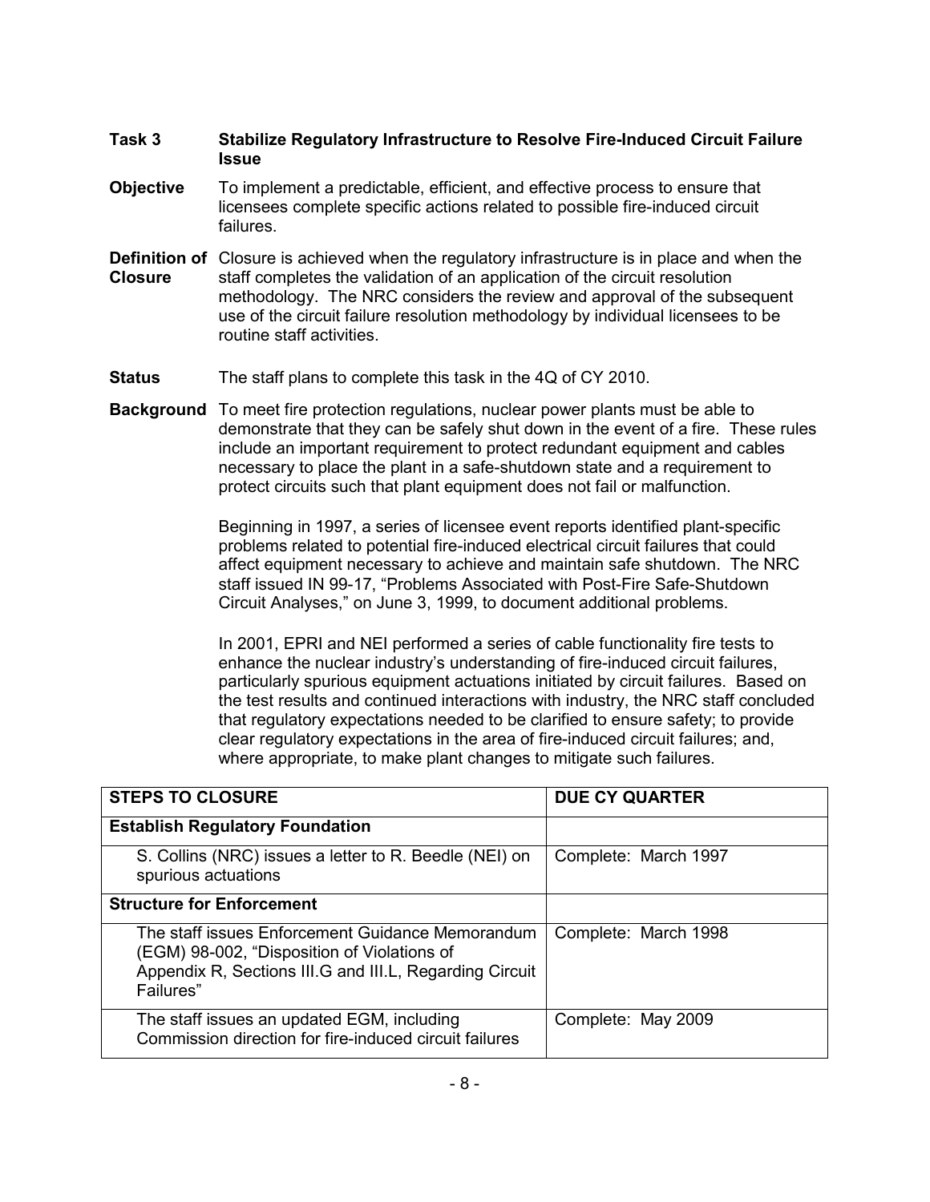**Task 3** **Stabilize Regulatory Infrastructure to Resolve Fire-Induced Circuit Failure Issue**

**Objective** To implement a predictable, efficient, and effective process to ensure that licensees complete specific actions related to possible fire-induced circuit failures.

**Definition of Closure** Closure is achieved when the regulatory infrastructure is in place and when the staff completes the validation of an application of the circuit resolution methodology. The NRC considers the review and approval of the subsequent use of the circuit failure resolution methodology by individual licensees to be routine staff activities.

**Status** The staff plans to complete this task in the 4Q of CY 2010.

**Background** To meet fire protection regulations, nuclear power plants must be able to demonstrate that they can be safely shut down in the event of a fire. These rules include an important requirement to protect redundant equipment and cables necessary to place the plant in a safe-shutdown state and a requirement to protect circuits such that plant equipment does not fail or malfunction.

Beginning in 1997, a series of licensee event reports identified plant-specific problems related to potential fire-induced electrical circuit failures that could affect equipment necessary to achieve and maintain safe shutdown. The NRC staff issued IN 99-17, "Problems Associated with Post-Fire Safe-Shutdown Circuit Analyses," on June 3, 1999, to document additional problems.

In 2001, EPRI and NEI performed a series of cable functionality fire tests to enhance the nuclear industry's understanding of fire-induced circuit failures, particularly spurious equipment actuations initiated by circuit failures. Based on the test results and continued interactions with industry, the NRC staff concluded that regulatory expectations needed to be clarified to ensure safety; to provide clear regulatory expectations in the area of fire-induced circuit failures; and, where appropriate, to make plant changes to mitigate such failures.

| STEPS TO CLOSURE | DUE CY QUARTER |
|---|---|
| **Establish Regulatory Foundation** | |
| S. Collins (NRC) issues a letter to R. Beedle (NEI) on spurious actuations | Complete: March 1997 |
| **Structure for Enforcement** | |
| The staff issues Enforcement Guidance Memorandum (EGM) 98-002, "Disposition of Violations of Appendix R, Sections III.G and III.L, Regarding Circuit Failures" | Complete: March 1998 |
| The staff issues an updated EGM, including Commission direction for fire-induced circuit failures | Complete: May 2009 |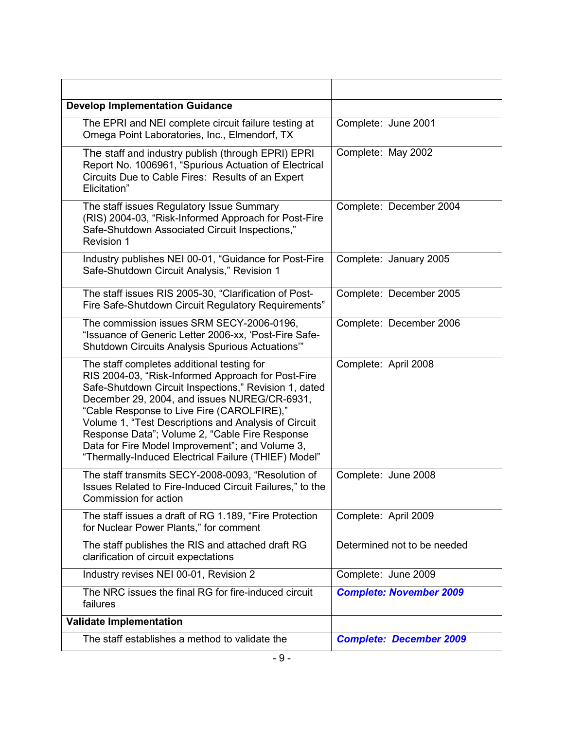| | |
|---|---|
| **Develop Implementation Guidance** | |
| The EPRI and NEI complete circuit failure testing at Omega Point Laboratories, Inc., Elmendorf, TX | Complete: June 2001 |
| The staff and industry publish (through EPRI) EPRI Report No. 1006961, "Spurious Actuation of Electrical Circuits Due to Cable Fires: Results of an Expert Elicitation" | Complete: May 2002 |
| The staff issues Regulatory Issue Summary (RIS) 2004-03, "Risk-Informed Approach for Post-Fire Safe-Shutdown Associated Circuit Inspections," Revision 1 | Complete: December 2004 |
| Industry publishes NEI 00-01, "Guidance for Post-Fire Safe-Shutdown Circuit Analysis," Revision 1 | Complete: January 2005 |
| The staff issues RIS 2005-30, "Clarification of Post-Fire Safe-Shutdown Circuit Regulatory Requirements" | Complete: December 2005 |
| The commission issues SRM SECY-2006-0196, "Issuance of Generic Letter 2006-xx, 'Post-Fire Safe-Shutdown Circuits Analysis Spurious Actuations'" | Complete: December 2006 |
| The staff completes additional testing for RIS 2004-03, "Risk-Informed Approach for Post-Fire Safe-Shutdown Circuit Inspections," Revision 1, dated December 29, 2004, and issues NUREG/CR-6931, "Cable Response to Live Fire (CAROLFIRE)," Volume 1, "Test Descriptions and Analysis of Circuit Response Data"; Volume 2, "Cable Fire Response Data for Fire Model Improvement"; and Volume 3, "Thermally-Induced Electrical Failure (THIEF) Model" | Complete: April 2008 |
| The staff transmits SECY-2008-0093, "Resolution of Issues Related to Fire-Induced Circuit Failures," to the Commission for action | Complete: June 2008 |
| The staff issues a draft of RG 1.189, "Fire Protection for Nuclear Power Plants," for comment | Complete: April 2009 |
| The staff publishes the RIS and attached draft RG clarification of circuit expectations | Determined not to be needed |
| Industry revises NEI 00-01, Revision 2 | Complete: June 2009 |
| The NRC issues the final RG for fire-induced circuit failures | ***Complete: November 2009*** |
| **Validate Implementation** | |
| The staff establishes a method to validate the | ***Complete: December 2009*** |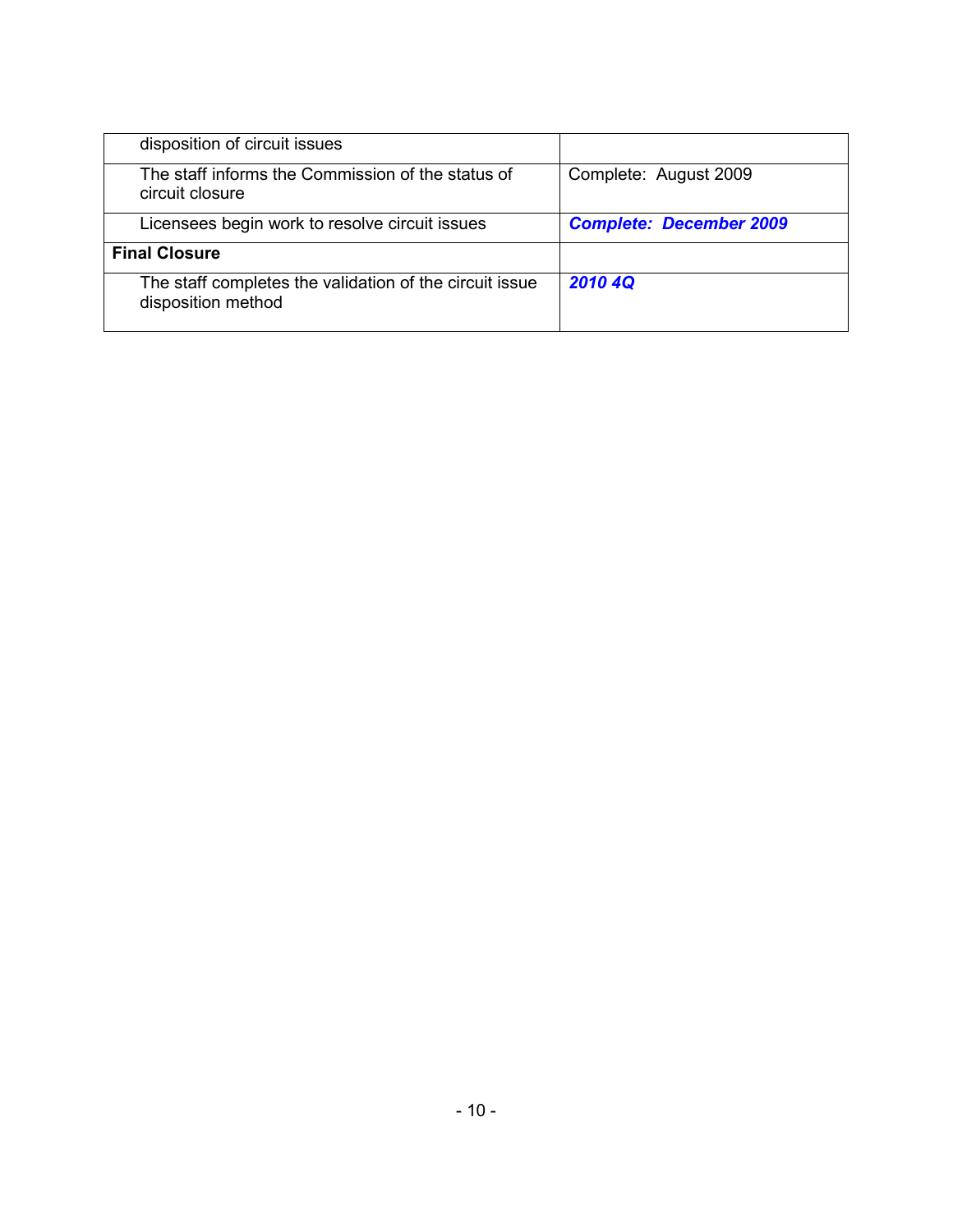| | |
|---|---|
| disposition of circuit issues | |
| The staff informs the Commission of the status of circuit closure | Complete: August 2009 |
| Licensees begin work to resolve circuit issues | ***Complete: December 2009*** |
| **Final Closure** | |
| The staff completes the validation of the circuit issue disposition method | ***2010 4Q*** |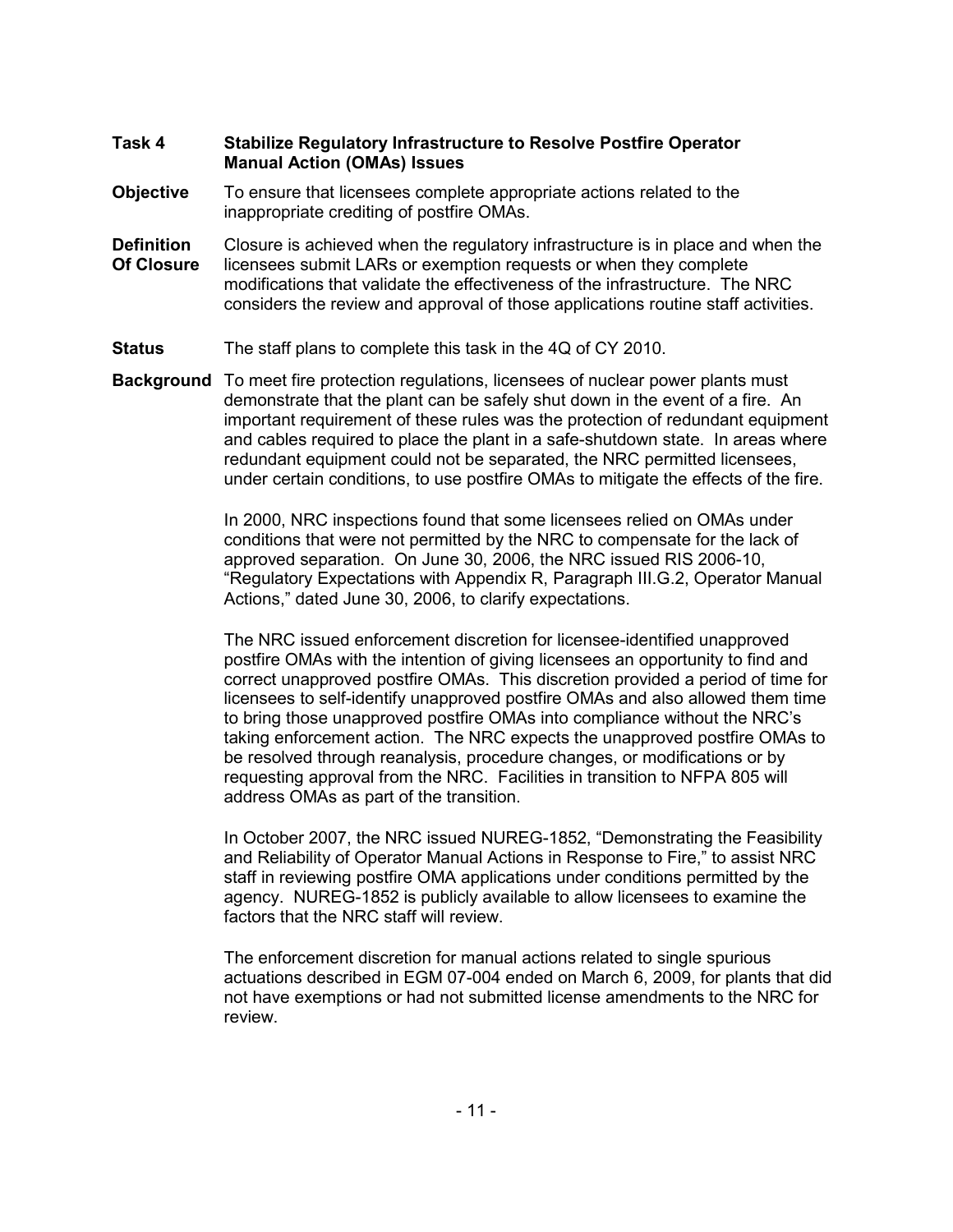**Task 4** **Stabilize Regulatory Infrastructure to Resolve Postfire Operator Manual Action (OMAs) Issues**

**Objective** To ensure that licensees complete appropriate actions related to the inappropriate crediting of postfire OMAs.

**Definition Of Closure** Closure is achieved when the regulatory infrastructure is in place and when the licensees submit LARs or exemption requests or when they complete modifications that validate the effectiveness of the infrastructure. The NRC considers the review and approval of those applications routine staff activities.

**Status** The staff plans to complete this task in the 4Q of CY 2010.

**Background** To meet fire protection regulations, licensees of nuclear power plants must demonstrate that the plant can be safely shut down in the event of a fire. An important requirement of these rules was the protection of redundant equipment and cables required to place the plant in a safe-shutdown state. In areas where redundant equipment could not be separated, the NRC permitted licensees, under certain conditions, to use postfire OMAs to mitigate the effects of the fire.

In 2000, NRC inspections found that some licensees relied on OMAs under conditions that were not permitted by the NRC to compensate for the lack of approved separation. On June 30, 2006, the NRC issued RIS 2006-10, "Regulatory Expectations with Appendix R, Paragraph III.G.2, Operator Manual Actions," dated June 30, 2006, to clarify expectations.

The NRC issued enforcement discretion for licensee-identified unapproved postfire OMAs with the intention of giving licensees an opportunity to find and correct unapproved postfire OMAs. This discretion provided a period of time for licensees to self-identify unapproved postfire OMAs and also allowed them time to bring those unapproved postfire OMAs into compliance without the NRC's taking enforcement action. The NRC expects the unapproved postfire OMAs to be resolved through reanalysis, procedure changes, or modifications or by requesting approval from the NRC. Facilities in transition to NFPA 805 will address OMAs as part of the transition.

In October 2007, the NRC issued NUREG-1852, "Demonstrating the Feasibility and Reliability of Operator Manual Actions in Response to Fire," to assist NRC staff in reviewing postfire OMA applications under conditions permitted by the agency. NUREG-1852 is publicly available to allow licensees to examine the factors that the NRC staff will review.

The enforcement discretion for manual actions related to single spurious actuations described in EGM 07-004 ended on March 6, 2009, for plants that did not have exemptions or had not submitted license amendments to the NRC for review.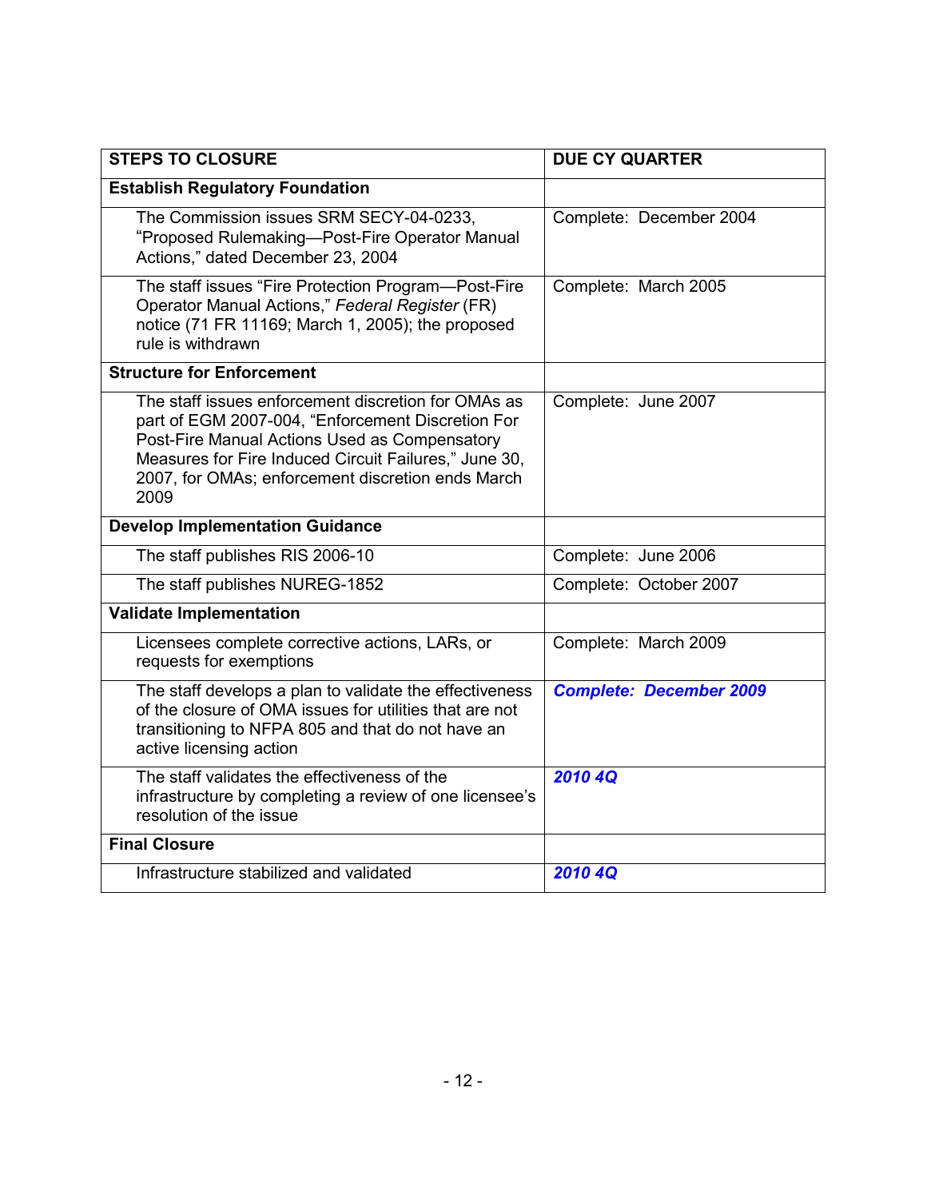| STEPS TO CLOSURE | DUE CY QUARTER |
|---|---|
| **Establish Regulatory Foundation** | |
| The Commission issues SRM SECY-04-0233, "Proposed Rulemaking—Post-Fire Operator Manual Actions," dated December 23, 2004 | Complete: December 2004 |
| The staff issues "Fire Protection Program—Post-Fire Operator Manual Actions," *Federal Register* (FR) notice (71 FR 11169; March 1, 2005); the proposed rule is withdrawn | Complete: March 2005 |
| **Structure for Enforcement** | |
| The staff issues enforcement discretion for OMAs as part of EGM 2007-004, "Enforcement Discretion For Post-Fire Manual Actions Used as Compensatory Measures for Fire Induced Circuit Failures," June 30, 2007, for OMAs; enforcement discretion ends March 2009 | Complete: June 2007 |
| **Develop Implementation Guidance** | |
| The staff publishes RIS 2006-10 | Complete: June 2006 |
| The staff publishes NUREG-1852 | Complete: October 2007 |
| **Validate Implementation** | |
| Licensees complete corrective actions, LARs, or requests for exemptions | Complete: March 2009 |
| The staff develops a plan to validate the effectiveness of the closure of OMA issues for utilities that are not transitioning to NFPA 805 and that do not have an active licensing action | ***Complete: December 2009*** |
| The staff validates the effectiveness of the infrastructure by completing a review of one licensee's resolution of the issue | ***2010 4Q*** |
| **Final Closure** | |
| Infrastructure stabilized and validated | ***2010 4Q*** |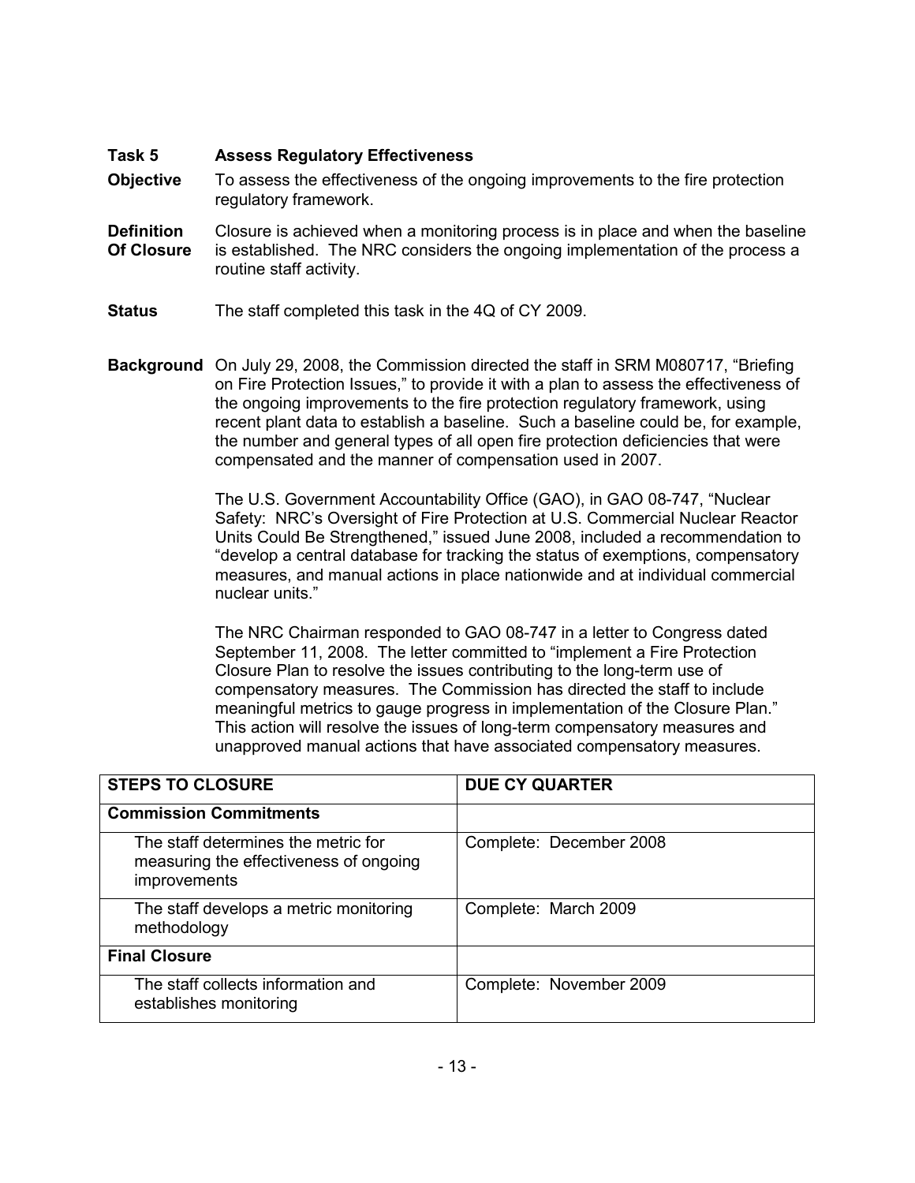**Task 5** **Assess Regulatory Effectiveness**

**Objective** To assess the effectiveness of the ongoing improvements to the fire protection regulatory framework.

**Definition Of Closure** Closure is achieved when a monitoring process is in place and when the baseline is established. The NRC considers the ongoing implementation of the process a routine staff activity.

**Status** The staff completed this task in the 4Q of CY 2009.

**Background** On July 29, 2008, the Commission directed the staff in SRM M080717, "Briefing on Fire Protection Issues," to provide it with a plan to assess the effectiveness of the ongoing improvements to the fire protection regulatory framework, using recent plant data to establish a baseline. Such a baseline could be, for example, the number and general types of all open fire protection deficiencies that were compensated and the manner of compensation used in 2007.

The U.S. Government Accountability Office (GAO), in GAO 08-747, "Nuclear Safety: NRC's Oversight of Fire Protection at U.S. Commercial Nuclear Reactor Units Could Be Strengthened," issued June 2008, included a recommendation to "develop a central database for tracking the status of exemptions, compensatory measures, and manual actions in place nationwide and at individual commercial nuclear units."

The NRC Chairman responded to GAO 08-747 in a letter to Congress dated September 11, 2008. The letter committed to "implement a Fire Protection Closure Plan to resolve the issues contributing to the long-term use of compensatory measures. The Commission has directed the staff to include meaningful metrics to gauge progress in implementation of the Closure Plan." This action will resolve the issues of long-term compensatory measures and unapproved manual actions that have associated compensatory measures.

| STEPS TO CLOSURE | DUE CY QUARTER |
|---|---|
| **Commission Commitments** | |
| The staff determines the metric for measuring the effectiveness of ongoing improvements | Complete: December 2008 |
| The staff develops a metric monitoring methodology | Complete: March 2009 |
| **Final Closure** | |
| The staff collects information and establishes monitoring | Complete: November 2009 |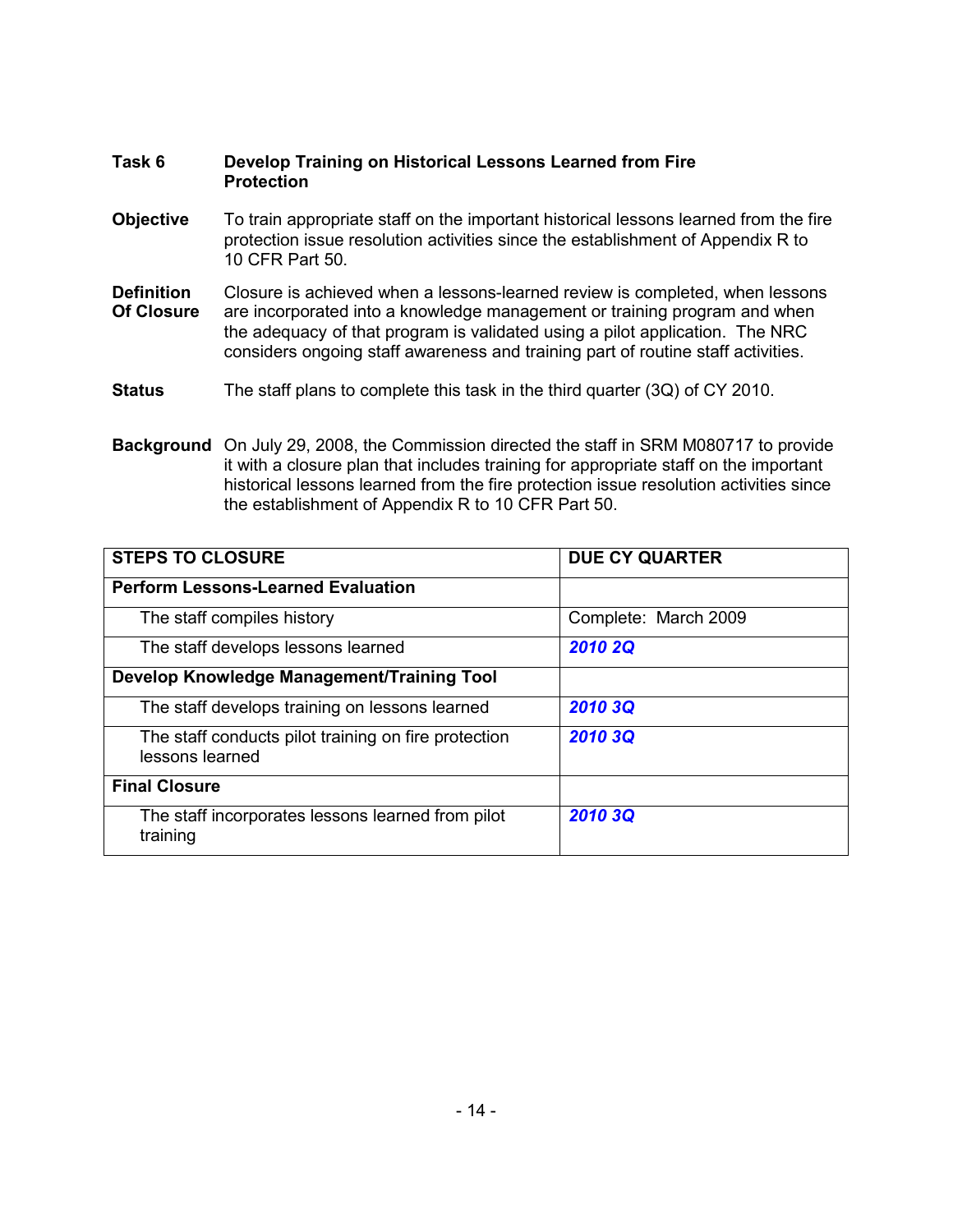**Task 6** **Develop Training on Historical Lessons Learned from Fire Protection**

**Objective** To train appropriate staff on the important historical lessons learned from the fire protection issue resolution activities since the establishment of Appendix R to 10 CFR Part 50.

**Definition Of Closure** Closure is achieved when a lessons-learned review is completed, when lessons are incorporated into a knowledge management or training program and when the adequacy of that program is validated using a pilot application. The NRC considers ongoing staff awareness and training part of routine staff activities.

**Status** The staff plans to complete this task in the third quarter (3Q) of CY 2010.

**Background** On July 29, 2008, the Commission directed the staff in SRM M080717 to provide it with a closure plan that includes training for appropriate staff on the important historical lessons learned from the fire protection issue resolution activities since the establishment of Appendix R to 10 CFR Part 50.

| STEPS TO CLOSURE | DUE CY QUARTER |
|---|---|
| **Perform Lessons-Learned Evaluation** | |
| The staff compiles history | Complete: March 2009 |
| The staff develops lessons learned | ***2010 2Q*** |
| **Develop Knowledge Management/Training Tool** | |
| The staff develops training on lessons learned | ***2010 3Q*** |
| The staff conducts pilot training on fire protection lessons learned | ***2010 3Q*** |
| **Final Closure** | |
| The staff incorporates lessons learned from pilot training | ***2010 3Q*** |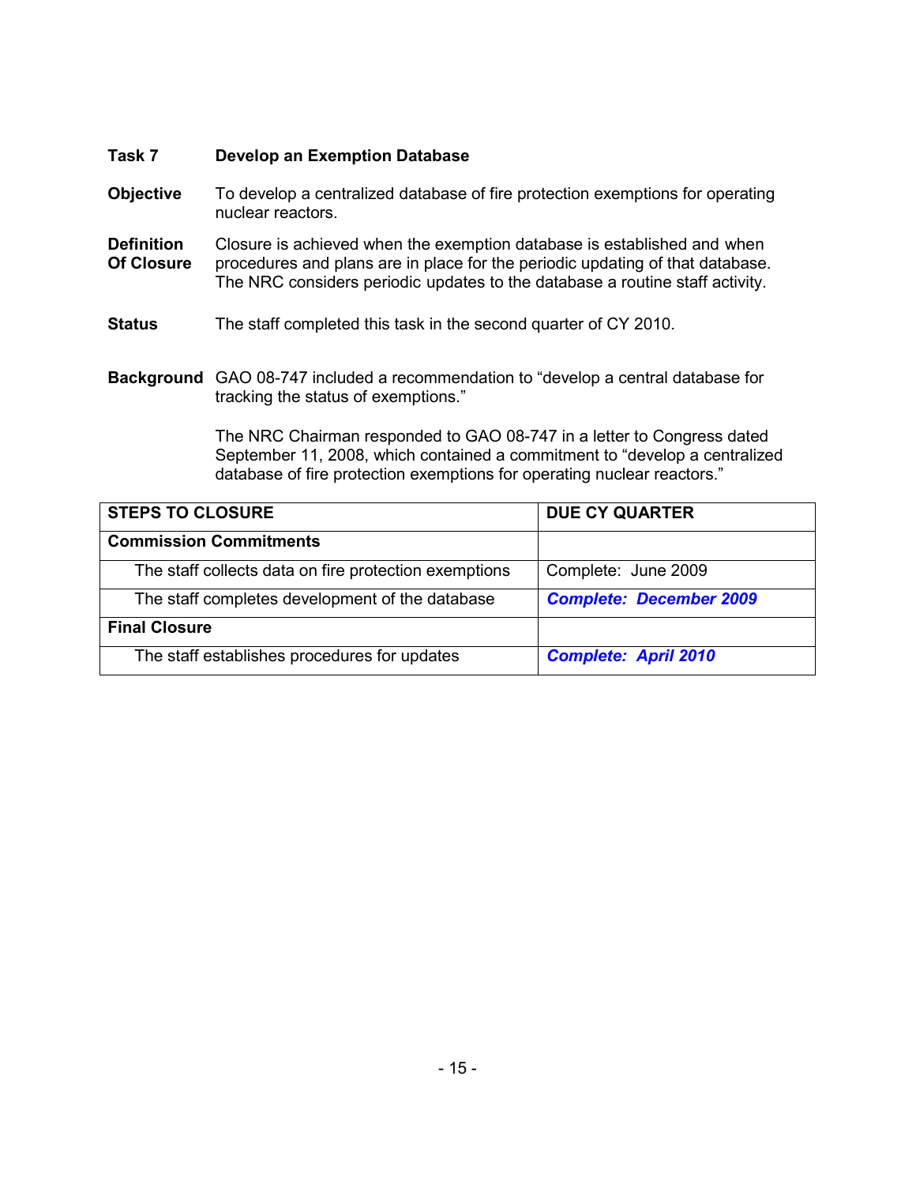**Task 7** **Develop an Exemption Database**

**Objective** To develop a centralized database of fire protection exemptions for operating nuclear reactors.

**Definition Of Closure** Closure is achieved when the exemption database is established and when procedures and plans are in place for the periodic updating of that database. The NRC considers periodic updates to the database a routine staff activity.

**Status** The staff completed this task in the second quarter of CY 2010.

**Background** GAO 08-747 included a recommendation to "develop a central database for tracking the status of exemptions."

The NRC Chairman responded to GAO 08-747 in a letter to Congress dated September 11, 2008, which contained a commitment to "develop a centralized database of fire protection exemptions for operating nuclear reactors."

| STEPS TO CLOSURE | DUE CY QUARTER |
|---|---|
| **Commission Commitments** | |
| The staff collects data on fire protection exemptions | Complete: June 2009 |
| The staff completes development of the database | ***Complete: December 2009*** |
| **Final Closure** | |
| The staff establishes procedures for updates | ***Complete: April 2010*** |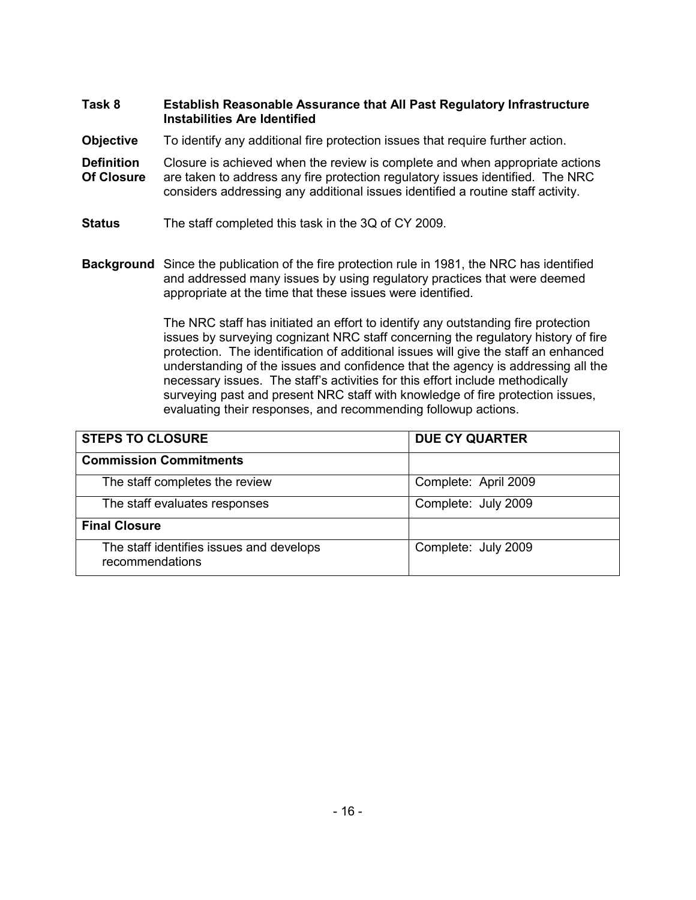**Task 8** **Establish Reasonable Assurance that All Past Regulatory Infrastructure Instabilities Are Identified**

**Objective** To identify any additional fire protection issues that require further action.

**Definition Of Closure** Closure is achieved when the review is complete and when appropriate actions are taken to address any fire protection regulatory issues identified. The NRC considers addressing any additional issues identified a routine staff activity.

**Status** The staff completed this task in the 3Q of CY 2009.

**Background** Since the publication of the fire protection rule in 1981, the NRC has identified and addressed many issues by using regulatory practices that were deemed appropriate at the time that these issues were identified.

The NRC staff has initiated an effort to identify any outstanding fire protection issues by surveying cognizant NRC staff concerning the regulatory history of fire protection. The identification of additional issues will give the staff an enhanced understanding of the issues and confidence that the agency is addressing all the necessary issues. The staff's activities for this effort include methodically surveying past and present NRC staff with knowledge of fire protection issues, evaluating their responses, and recommending followup actions.

| STEPS TO CLOSURE | DUE CY QUARTER |
|---|---|
| **Commission Commitments** | |
| The staff completes the review | Complete: April 2009 |
| The staff evaluates responses | Complete: July 2009 |
| **Final Closure** | |
| The staff identifies issues and develops recommendations | Complete: July 2009 |